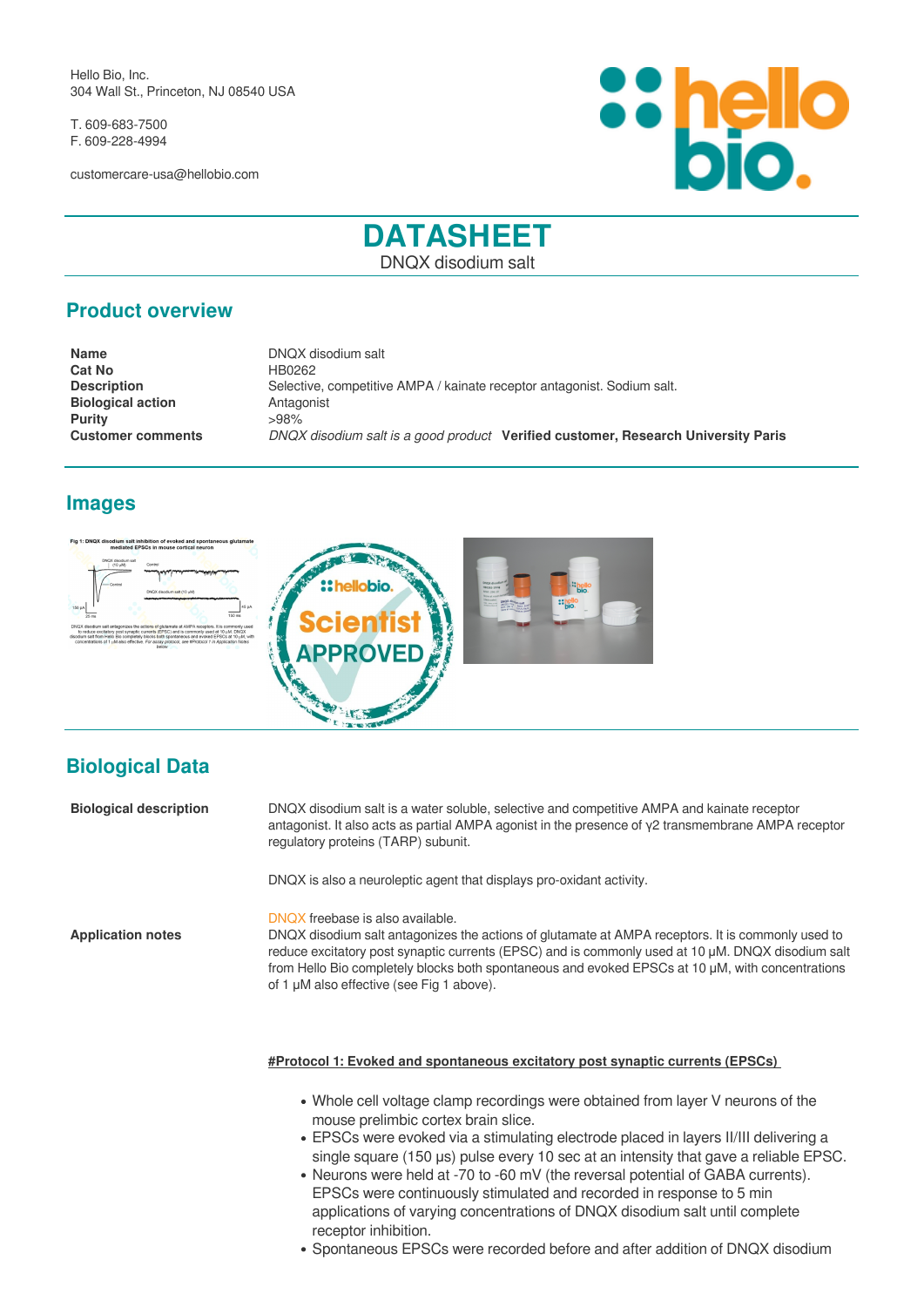Hello Bio, Inc.
304 Wall St., Princeton, NJ 08540 USA

T. 609-683-7500
F. 609-228-4994

customercare-usa@hellobio.com

# DATASHEET

DNQX disodium salt

## Product overview

| | |
|---|---|
| **Name** | DNQX disodium salt |
| **Cat No** | HB0262 |
| **Description** | Selective, competitive AMPA / kainate receptor antagonist. Sodium salt. |
| **Biological action** | Antagonist |
| **Purity** | >98% |
| **Customer comments** | *DNQX disodium salt is a good product* **Verified customer, Research University Paris** |

## Images

## Biological Data

**Biological description**

DNQX disodium salt is a water soluble, selective and competitive AMPA and kainate receptor antagonist. It also acts as partial AMPA agonist in the presence of γ2 transmembrane AMPA receptor regulatory proteins (TARP) subunit.

DNQX is also a neuroleptic agent that displays pro-oxidant activity.

DNQX freebase is also available.

**Application notes**

DNQX disodium salt antagonizes the actions of glutamate at AMPA receptors. It is commonly used to reduce excitatory post synaptic currents (EPSC) and is commonly used at 10 μM. DNQX disodium salt from Hello Bio completely blocks both spontaneous and evoked EPSCs at 10 μM, with concentrations of 1 μM also effective (see Fig 1 above).

**#Protocol 1: Evoked and spontaneous excitatory post synaptic currents (EPSCs)**

- Whole cell voltage clamp recordings were obtained from layer V neurons of the mouse prelimbic cortex brain slice.
- EPSCs were evoked via a stimulating electrode placed in layers II/III delivering a single square (150 μs) pulse every 10 sec at an intensity that gave a reliable EPSC.
- Neurons were held at -70 to -60 mV (the reversal potential of GABA currents). EPSCs were continuously stimulated and recorded in response to 5 min applications of varying concentrations of DNQX disodium salt until complete receptor inhibition.
- Spontaneous EPSCs were recorded before and after addition of DNQX disodium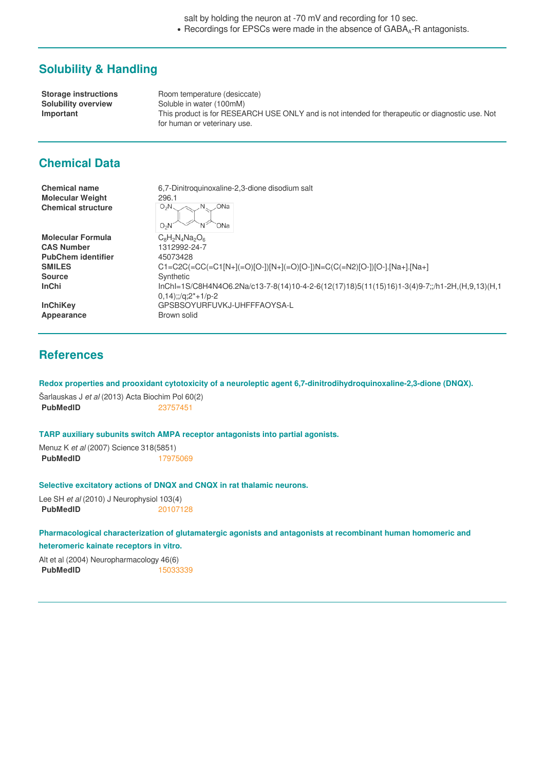salt by holding the neuron at -70 mV and recording for 10 sec.
- Recordings for EPSCs were made in the absence of $GABA_A$-R antagonists.

## Solubility & Handling

| | |
|---|---|
| **Storage instructions** | Room temperature (desiccate) |
| **Solubility overview** | Soluble in water (100mM) |
| **Important** | This product is for RESEARCH USE ONLY and is not intended for therapeutic or diagnostic use. Not for human or veterinary use. |

## Chemical Data

| | |
|---|---|
| **Chemical name** | 6,7-Dinitroquinoxaline-2,3-dione disodium salt |
| **Molecular Weight** | 296.1 |
| **Chemical structure** | $O_2N$ … N … ONa / $O_2N$ … N … ONa |
| **Molecular Formula** | $C_8H_2N_4Na_2O_6$ |
| **CAS Number** | 1312992-24-7 |
| **PubChem identifier** | 45073428 |
| **SMILES** | C1=C2C(=CC(=C1[N+](=O)[O-])[N+](=O)[O-])N=C(C(=N2)[O-])[O-].[Na+].[Na+] |
| **Source** | Synthetic |
| **InChi** | InChI=1S/C8H4N4O6.2Na/c13-7-8(14)10-4-2-6(12(17)18)5(11(15)16)1-3(4)9-7;;/h1-2H,(H,9,13)(H,10,14);;/q;2*+1/p-2 |
| **InChiKey** | GPSBSOYURFUVKJ-UHFFFAOYSA-L |
| **Appearance** | Brown solid |

## References

**Redox properties and prooxidant cytotoxicity of a neuroleptic agent 6,7-dinitrodihydroquinoxaline-2,3-dione (DNQX).**

Šarlauskas J *et al* (2013) Acta Biochim Pol 60(2)
**PubMedID** 23757451

**TARP auxiliary subunits switch AMPA receptor antagonists into partial agonists.**

Menuz K *et al* (2007) Science 318(5851)
**PubMedID** 17975069

**Selective excitatory actions of DNQX and CNQX in rat thalamic neurons.**

Lee SH *et al* (2010) J Neurophysiol 103(4)
**PubMedID** 20107128

**Pharmacological characterization of glutamatergic agonists and antagonists at recombinant human homomeric and heteromeric kainate receptors in vitro.**

Alt et al (2004) Neuropharmacology 46(6)
**PubMedID** 15033339